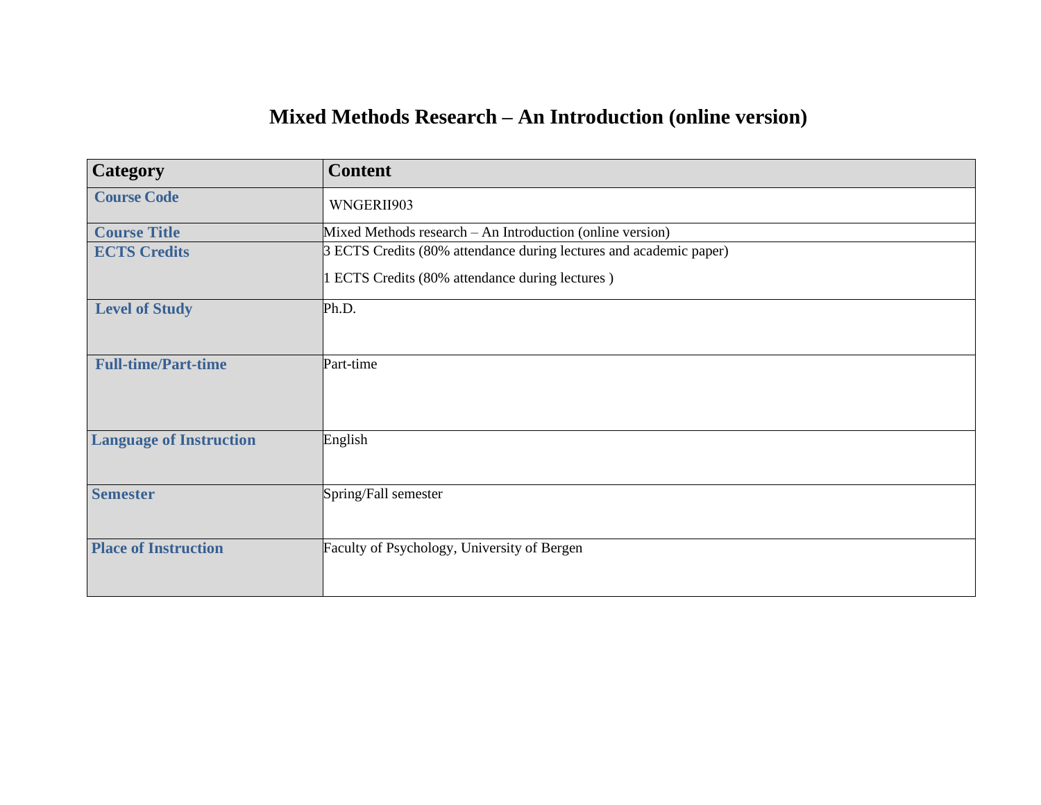# Mixed Methods Research – An Introduction (online version)

| Category | Content |
|---|---|
| **Course Code** | WNGERII903 |
| **Course Title** | Mixed Methods research – An Introduction (online version) |
| **ECTS Credits** | 3 ECTS Credits (80% attendance during lectures and academic paper)<br><br>1 ECTS Credits (80% attendance during lectures ) |
| **Level of Study** | Ph.D. |
| **Full-time/Part-time** | Part-time |
| **Language of Instruction** | English |
| **Semester** | Spring/Fall semester |
| **Place of Instruction** | Faculty of Psychology, University of Bergen |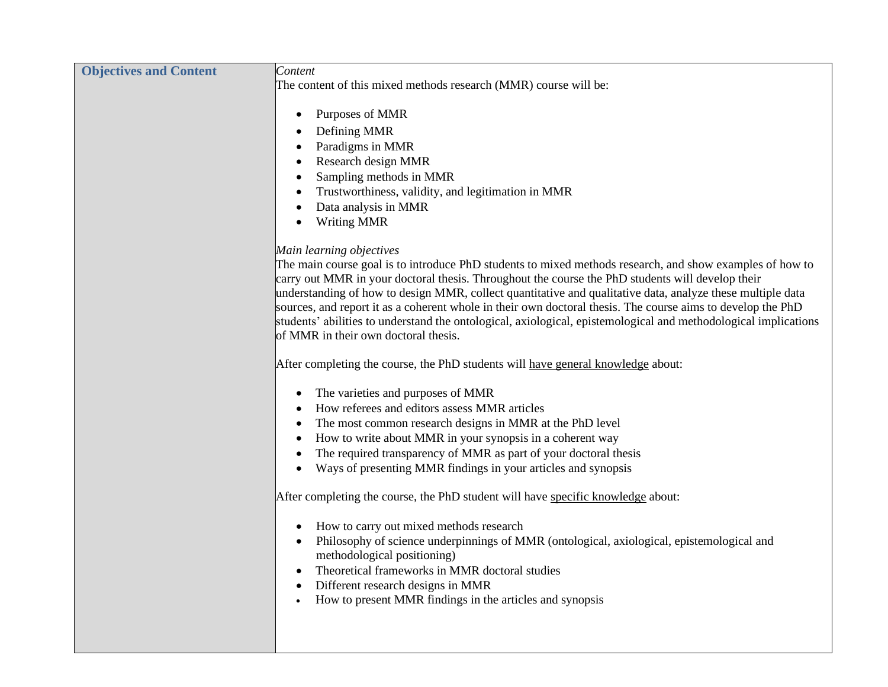| **Objectives and Content** | *Content*<br>The content of this mixed methods research (MMR) course will be:<br><br>• Purposes of MMR<br>• Defining MMR<br>• Paradigms in MMR<br>• Research design MMR<br>• Sampling methods in MMR<br>• Trustworthiness, validity, and legitimation in MMR<br>• Data analysis in MMR<br>• Writing MMR<br><br>*Main learning objectives*<br>The main course goal is to introduce PhD students to mixed methods research, and show examples of how to carry out MMR in your doctoral thesis. Throughout the course the PhD students will develop their understanding of how to design MMR, collect quantitative and qualitative data, analyze these multiple data sources, and report it as a coherent whole in their own doctoral thesis. The course aims to develop the PhD students' abilities to understand the ontological, axiological, epistemological and methodological implications of MMR in their own doctoral thesis.<br><br>After completing the course, the PhD students will <u>have general knowledge</u> about:<br><br>• The varieties and purposes of MMR<br>• How referees and editors assess MMR articles<br>• The most common research designs in MMR at the PhD level<br>• How to write about MMR in your synopsis in a coherent way<br>• The required transparency of MMR as part of your doctoral thesis<br>• Ways of presenting MMR findings in your articles and synopsis<br><br>After completing the course, the PhD student will have <u>specific knowledge</u> about:<br><br>• How to carry out mixed methods research<br>• Philosophy of science underpinnings of MMR (ontological, axiological, epistemological and methodological positioning)<br>• Theoretical frameworks in MMR doctoral studies<br>• Different research designs in MMR<br>• How to present MMR findings in the articles and synopsis |
|---|---|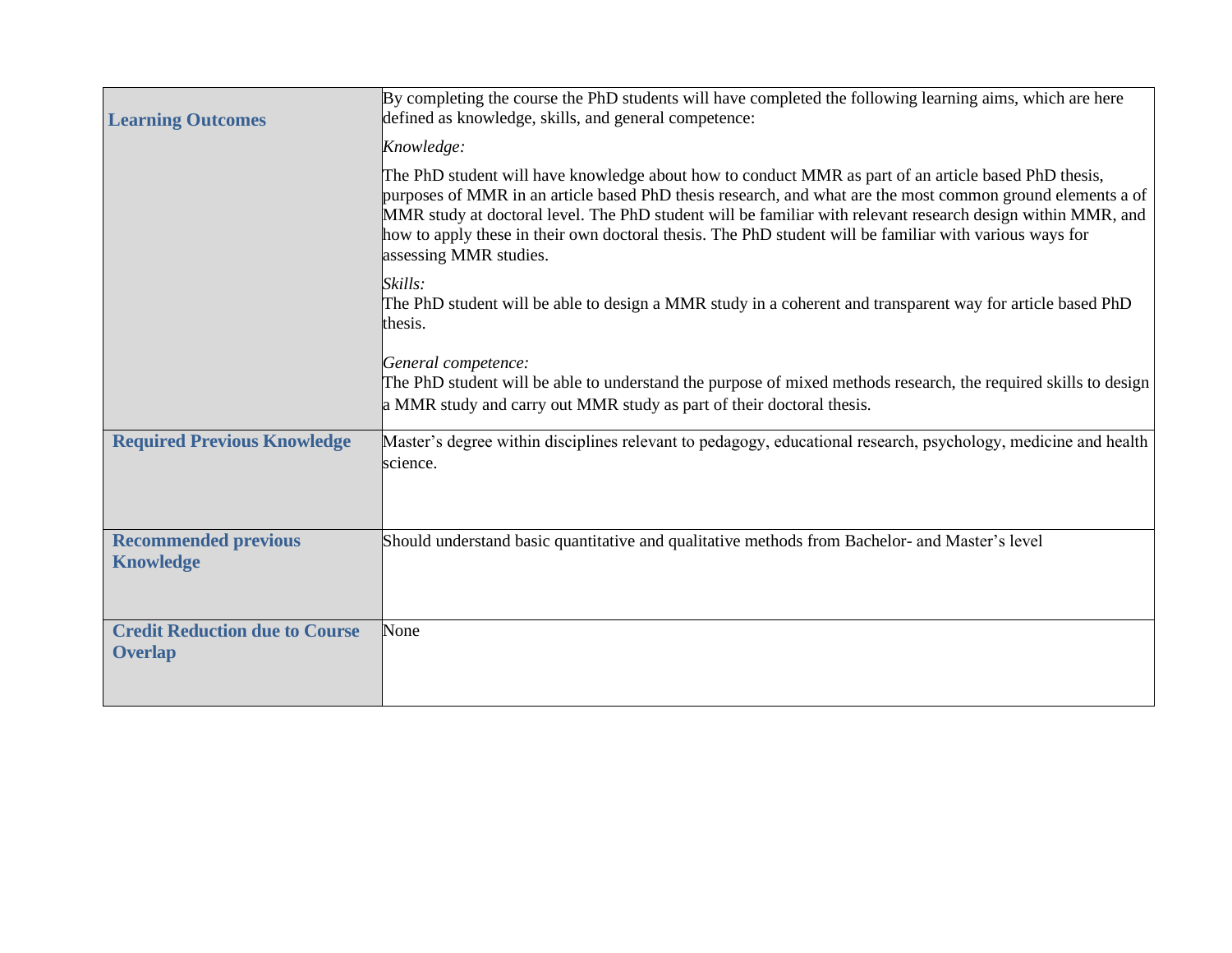| | |
|---|---|
| **Learning Outcomes** | By completing the course the PhD students will have completed the following learning aims, which are here defined as knowledge, skills, and general competence:<br><br>*Knowledge:*<br><br>The PhD student will have knowledge about how to conduct MMR as part of an article based PhD thesis, purposes of MMR in an article based PhD thesis research, and what are the most common ground elements a of MMR study at doctoral level. The PhD student will be familiar with relevant research design within MMR, and how to apply these in their own doctoral thesis. The PhD student will be familiar with various ways for assessing MMR studies.<br><br>*Skills:*<br>The PhD student will be able to design a MMR study in a coherent and transparent way for article based PhD thesis.<br><br>*General competence:*<br>The PhD student will be able to understand the purpose of mixed methods research, the required skills to design a MMR study and carry out MMR study as part of their doctoral thesis. |
| **Required Previous Knowledge** | Master's degree within disciplines relevant to pedagogy, educational research, psychology, medicine and health science. |
| **Recommended previous Knowledge** | Should understand basic quantitative and qualitative methods from Bachelor- and Master's level |
| **Credit Reduction due to Course Overlap** | None |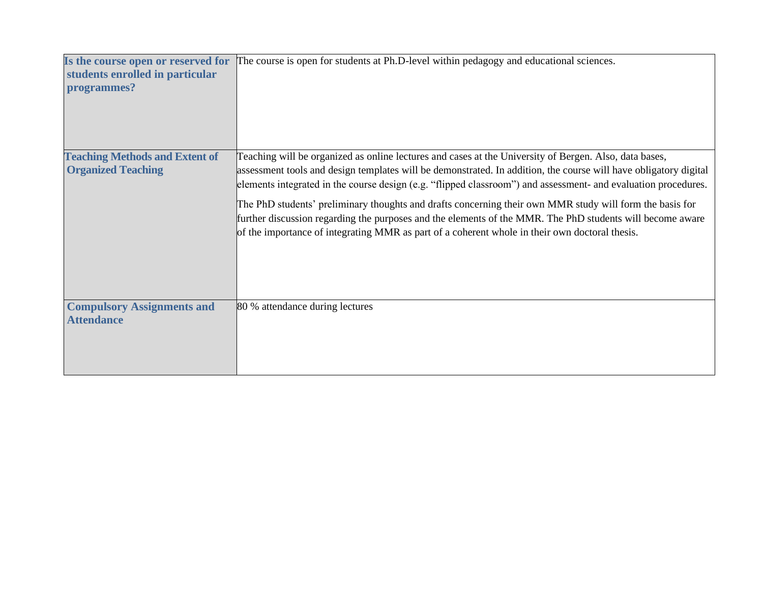| | |
|---|---|
| **Is the course open or reserved for students enrolled in particular programmes?** | The course is open for students at Ph.D-level within pedagogy and educational sciences. |
| **Teaching Methods and Extent of Organized Teaching** | Teaching will be organized as online lectures and cases at the University of Bergen. Also, data bases, assessment tools and design templates will be demonstrated. In addition, the course will have obligatory digital elements integrated in the course design (e.g. "flipped classroom") and assessment- and evaluation procedures.<br><br>The PhD students' preliminary thoughts and drafts concerning their own MMR study will form the basis for further discussion regarding the purposes and the elements of the MMR. The PhD students will become aware of the importance of integrating MMR as part of a coherent whole in their own doctoral thesis. |
| **Compulsory Assignments and Attendance** | 80 % attendance during lectures |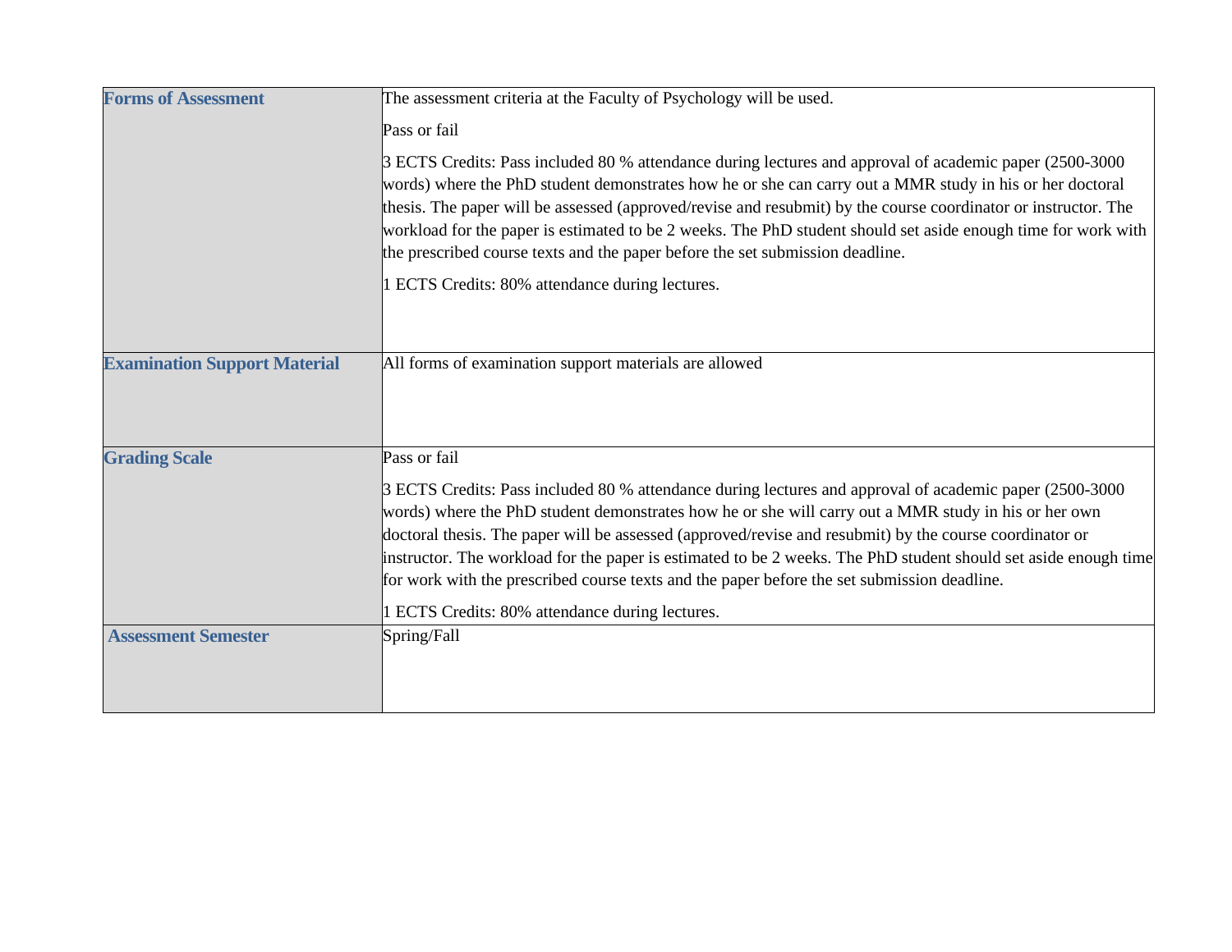| | |
|---|---|
| **Forms of Assessment** | The assessment criteria at the Faculty of Psychology will be used.<br><br>Pass or fail<br><br>3 ECTS Credits: Pass included 80 % attendance during lectures and approval of academic paper (2500-3000 words) where the PhD student demonstrates how he or she can carry out a MMR study in his or her doctoral thesis. The paper will be assessed (approved/revise and resubmit) by the course coordinator or instructor. The workload for the paper is estimated to be 2 weeks. The PhD student should set aside enough time for work with the prescribed course texts and the paper before the set submission deadline.<br><br>1 ECTS Credits: 80% attendance during lectures. |
| **Examination Support Material** | All forms of examination support materials are allowed |
| **Grading Scale** | Pass or fail<br><br>3 ECTS Credits: Pass included 80 % attendance during lectures and approval of academic paper (2500-3000 words) where the PhD student demonstrates how he or she will carry out a MMR study in his or her own doctoral thesis. The paper will be assessed (approved/revise and resubmit) by the course coordinator or instructor. The workload for the paper is estimated to be 2 weeks. The PhD student should set aside enough time for work with the prescribed course texts and the paper before the set submission deadline.<br><br>1 ECTS Credits: 80% attendance during lectures. |
| **Assessment Semester** | Spring/Fall |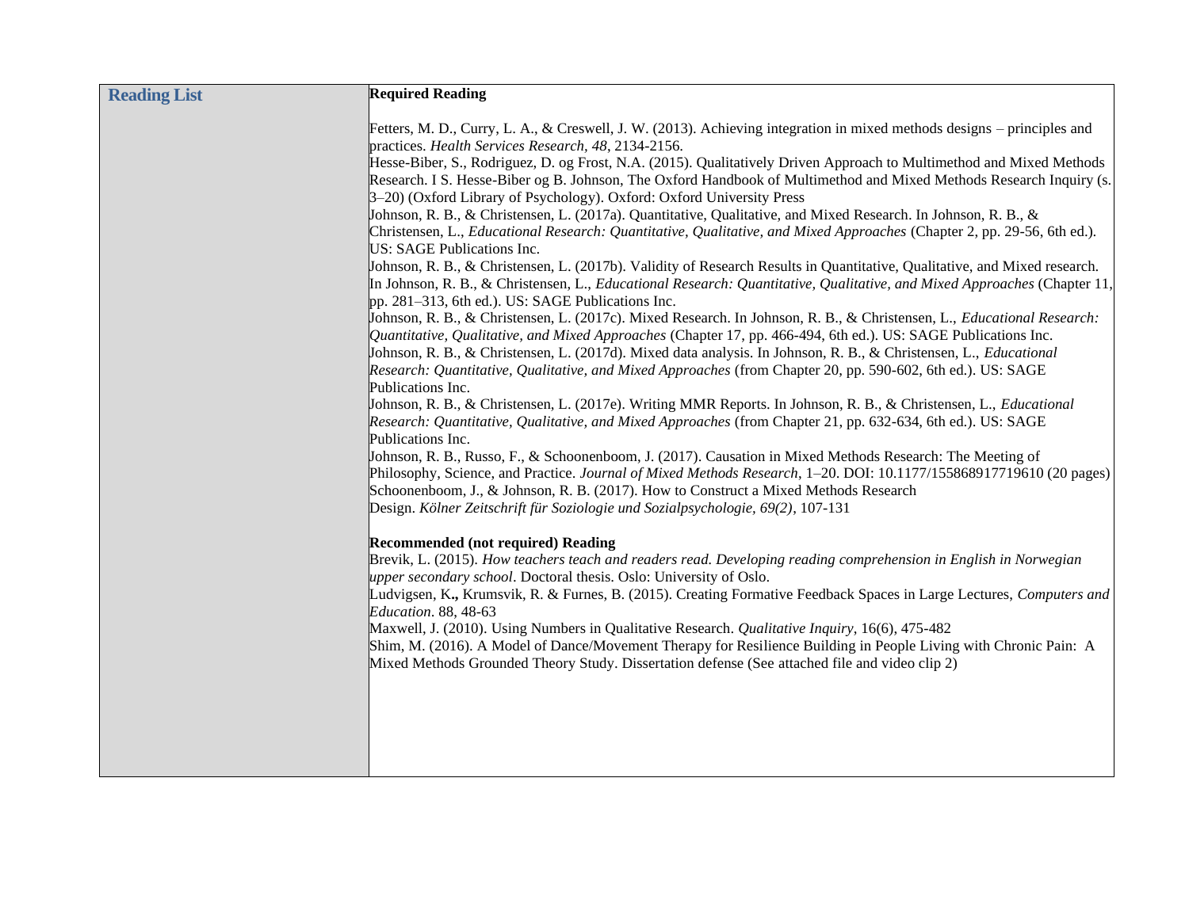| Reading List | **Required Reading**<br><br>Fetters, M. D., Curry, L. A., & Creswell, J. W. (2013). Achieving integration in mixed methods designs – principles and practices. *Health Services Research, 48*, 2134-2156.<br>Hesse-Biber, S., Rodriguez, D. og Frost, N.A. (2015). Qualitatively Driven Approach to Multimethod and Mixed Methods Research. I S. Hesse-Biber og B. Johnson, The Oxford Handbook of Multimethod and Mixed Methods Research Inquiry (s. 3–20) (Oxford Library of Psychology). Oxford: Oxford University Press<br>Johnson, R. B., & Christensen, L. (2017a). Quantitative, Qualitative, and Mixed Research. In Johnson, R. B., & Christensen, L., *Educational Research: Quantitative, Qualitative, and Mixed Approaches* (Chapter 2, pp. 29-56, 6th ed.). US: SAGE Publications Inc.<br>Johnson, R. B., & Christensen, L. (2017b). Validity of Research Results in Quantitative, Qualitative, and Mixed research. In Johnson, R. B., & Christensen, L., *Educational Research: Quantitative, Qualitative, and Mixed Approaches* (Chapter 11, pp. 281–313, 6th ed.). US: SAGE Publications Inc.<br>Johnson, R. B., & Christensen, L. (2017c). Mixed Research. In Johnson, R. B., & Christensen, L., *Educational Research: Quantitative, Qualitative, and Mixed Approaches* (Chapter 17, pp. 466-494, 6th ed.). US: SAGE Publications Inc.<br>Johnson, R. B., & Christensen, L. (2017d). Mixed data analysis. In Johnson, R. B., & Christensen, L., *Educational Research: Quantitative, Qualitative, and Mixed Approaches* (from Chapter 20, pp. 590-602, 6th ed.). US: SAGE Publications Inc.<br>Johnson, R. B., & Christensen, L. (2017e). Writing MMR Reports. In Johnson, R. B., & Christensen, L., *Educational Research: Quantitative, Qualitative, and Mixed Approaches* (from Chapter 21, pp. 632-634, 6th ed.). US: SAGE Publications Inc.<br>Johnson, R. B., Russo, F., & Schoonenboom, J. (2017). Causation in Mixed Methods Research: The Meeting of Philosophy, Science, and Practice. *Journal of Mixed Methods Research*, 1–20. DOI: 10.1177/155868917719610 (20 pages)<br>Schoonenboom, J., & Johnson, R. B. (2017). How to Construct a Mixed Methods Research Design. *Kölner Zeitschrift für Soziologie und Sozialpsychologie, 69(2)*, 107-131<br><br>**Recommended (not required) Reading**<br>Brevik, L. (2015). *How teachers teach and readers read. Developing reading comprehension in English in Norwegian upper secondary school*. Doctoral thesis. Oslo: University of Oslo.<br>Ludvigsen, K**.,** Krumsvik, R. & Furnes, B. (2015). Creating Formative Feedback Spaces in Large Lectures, *Computers and Education*. 88, 48-63<br>Maxwell, J. (2010). Using Numbers in Qualitative Research. *Qualitative Inquiry*, 16(6), 475-482<br>Shim, M. (2016). A Model of Dance/Movement Therapy for Resilience Building in People Living with Chronic Pain: A Mixed Methods Grounded Theory Study. Dissertation defense (See attached file and video clip 2) |
|---|---|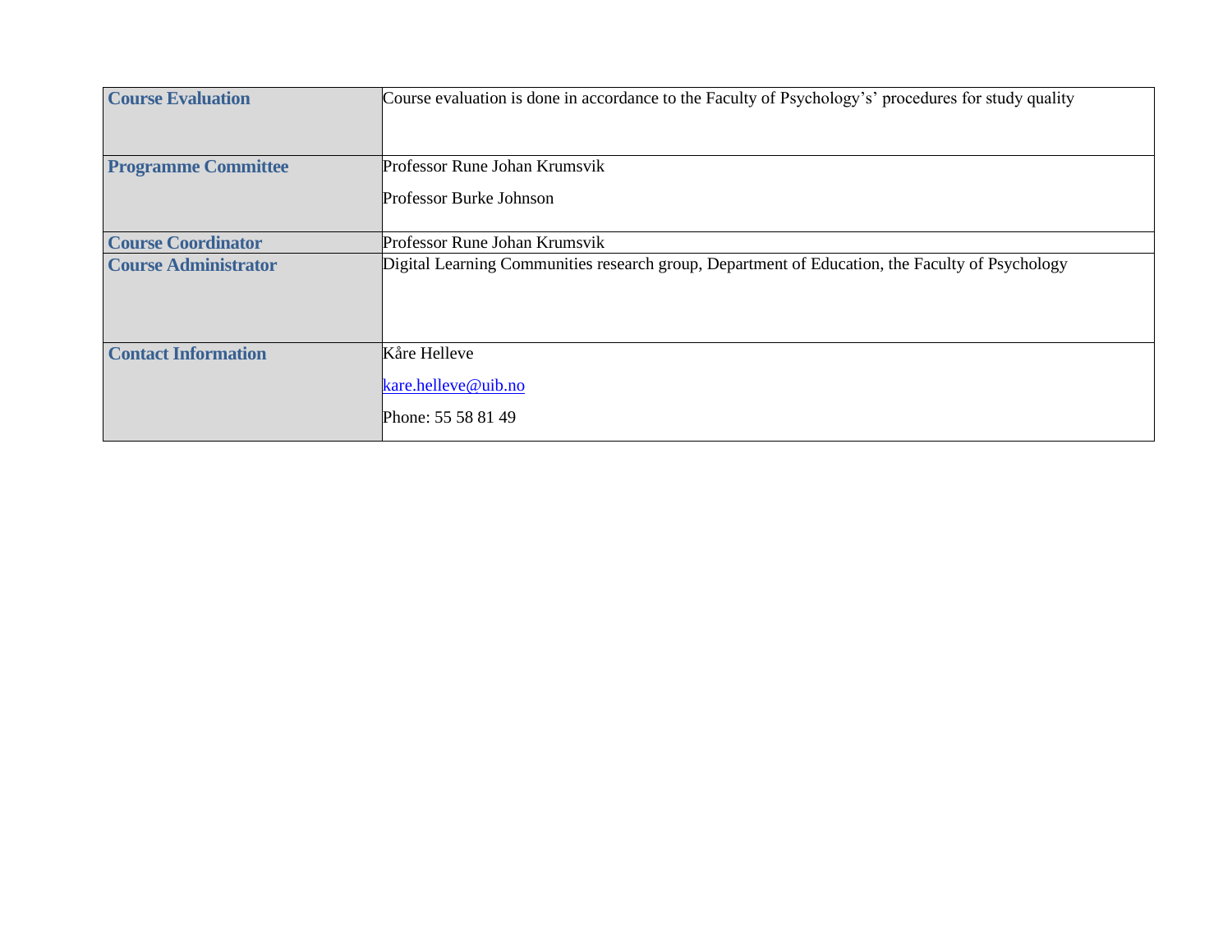| | |
|---|---|
| **Course Evaluation** | Course evaluation is done in accordance to the Faculty of Psychology's' procedures for study quality |
| **Programme Committee** | Professor Rune Johan Krumsvik<br>Professor Burke Johnson |
| **Course Coordinator** | Professor Rune Johan Krumsvik |
| **Course Administrator** | Digital Learning Communities research group, Department of Education, the Faculty of Psychology |
| **Contact Information** | Kåre Helleve<br>kare.helleve@uib.no<br>Phone: 55 58 81 49 |